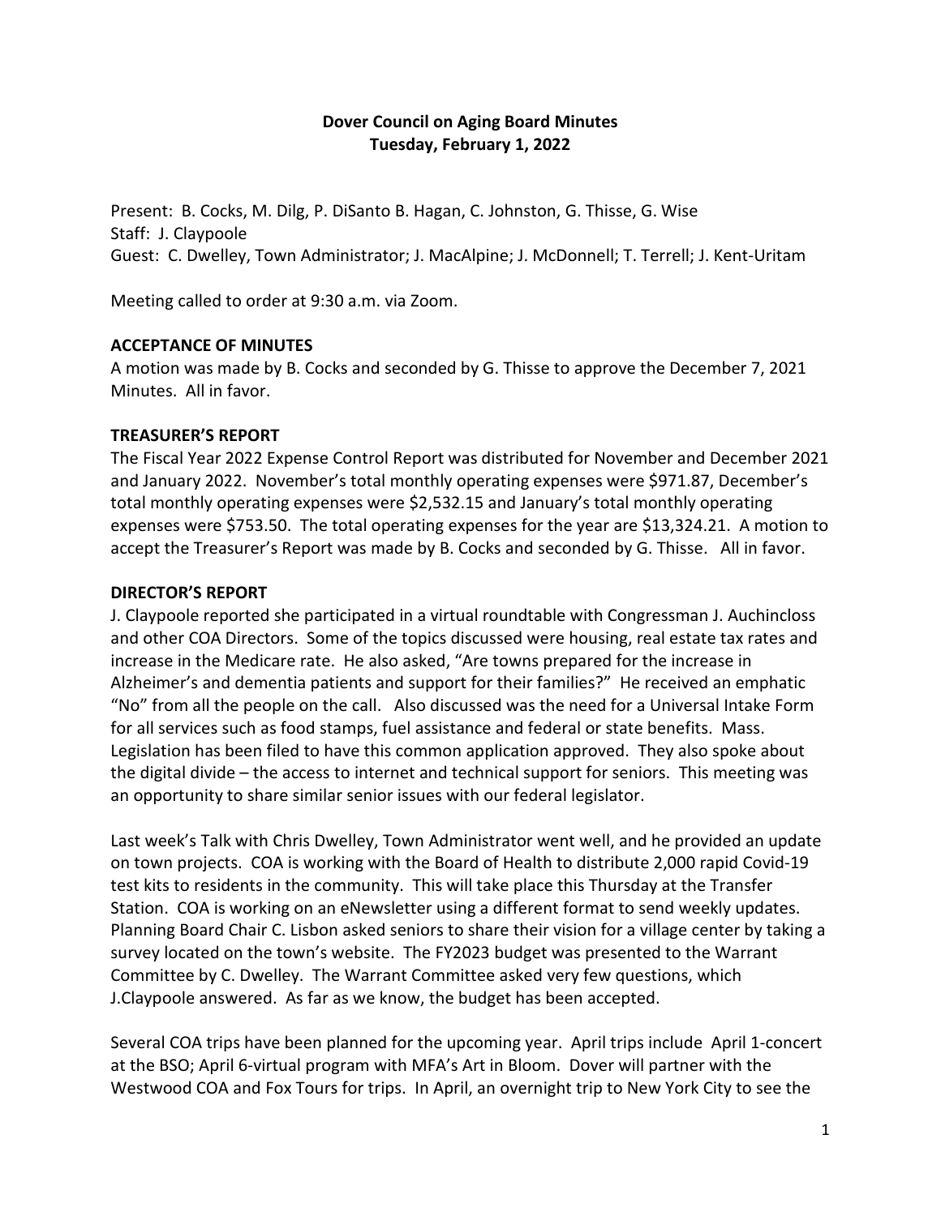**Dover Council on Aging Board Minutes**
**Tuesday, February 1, 2022**

Present: B. Cocks, M. Dilg, P. DiSanto B. Hagan, C. Johnston, G. Thisse, G. Wise
Staff: J. Claypoole
Guest: C. Dwelley, Town Administrator; J. MacAlpine; J. McDonnell; T. Terrell; J. Kent-Uritam

Meeting called to order at 9:30 a.m. via Zoom.

**ACCEPTANCE OF MINUTES**

A motion was made by B. Cocks and seconded by G. Thisse to approve the December 7, 2021 Minutes. All in favor.

**TREASURER'S REPORT**

The Fiscal Year 2022 Expense Control Report was distributed for November and December 2021 and January 2022. November's total monthly operating expenses were $971.87, December's total monthly operating expenses were $2,532.15 and January's total monthly operating expenses were $753.50. The total operating expenses for the year are $13,324.21. A motion to accept the Treasurer's Report was made by B. Cocks and seconded by G. Thisse. All in favor.

**DIRECTOR'S REPORT**

J. Claypoole reported she participated in a virtual roundtable with Congressman J. Auchincloss and other COA Directors. Some of the topics discussed were housing, real estate tax rates and increase in the Medicare rate. He also asked, "Are towns prepared for the increase in Alzheimer's and dementia patients and support for their families?" He received an emphatic "No" from all the people on the call. Also discussed was the need for a Universal Intake Form for all services such as food stamps, fuel assistance and federal or state benefits. Mass. Legislation has been filed to have this common application approved. They also spoke about the digital divide – the access to internet and technical support for seniors. This meeting was an opportunity to share similar senior issues with our federal legislator.

Last week's Talk with Chris Dwelley, Town Administrator went well, and he provided an update on town projects. COA is working with the Board of Health to distribute 2,000 rapid Covid-19 test kits to residents in the community. This will take place this Thursday at the Transfer Station. COA is working on an eNewsletter using a different format to send weekly updates. Planning Board Chair C. Lisbon asked seniors to share their vision for a village center by taking a survey located on the town's website. The FY2023 budget was presented to the Warrant Committee by C. Dwelley. The Warrant Committee asked very few questions, which J.Claypoole answered. As far as we know, the budget has been accepted.

Several COA trips have been planned for the upcoming year. April trips include April 1-concert at the BSO; April 6-virtual program with MFA's Art in Bloom. Dover will partner with the Westwood COA and Fox Tours for trips. In April, an overnight trip to New York City to see the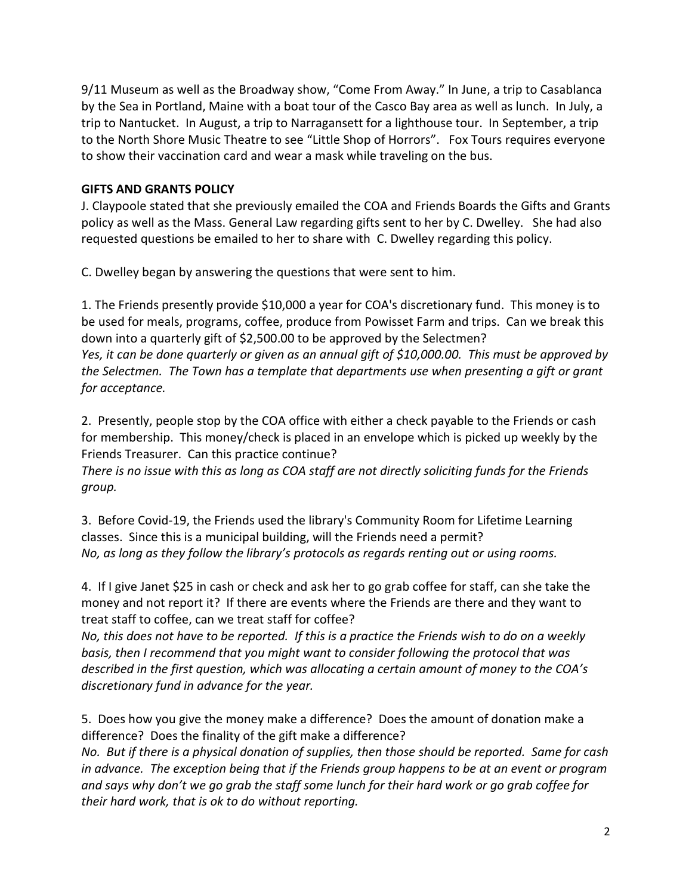9/11 Museum as well as the Broadway show, "Come From Away." In June, a trip to Casablanca by the Sea in Portland, Maine with a boat tour of the Casco Bay area as well as lunch. In July, a trip to Nantucket. In August, a trip to Narragansett for a lighthouse tour. In September, a trip to the North Shore Music Theatre to see "Little Shop of Horrors". Fox Tours requires everyone to show their vaccination card and wear a mask while traveling on the bus.

**GIFTS AND GRANTS POLICY**

J. Claypoole stated that she previously emailed the COA and Friends Boards the Gifts and Grants policy as well as the Mass. General Law regarding gifts sent to her by C. Dwelley. She had also requested questions be emailed to her to share with C. Dwelley regarding this policy.

C. Dwelley began by answering the questions that were sent to him.

1. The Friends presently provide $10,000 a year for COA's discretionary fund. This money is to be used for meals, programs, coffee, produce from Powisset Farm and trips. Can we break this down into a quarterly gift of $2,500.00 to be approved by the Selectmen?
*Yes, it can be done quarterly or given as an annual gift of $10,000.00. This must be approved by the Selectmen. The Town has a template that departments use when presenting a gift or grant for acceptance.*

2. Presently, people stop by the COA office with either a check payable to the Friends or cash for membership. This money/check is placed in an envelope which is picked up weekly by the Friends Treasurer. Can this practice continue?
*There is no issue with this as long as COA staff are not directly soliciting funds for the Friends group.*

3. Before Covid-19, the Friends used the library's Community Room for Lifetime Learning classes. Since this is a municipal building, will the Friends need a permit?
*No, as long as they follow the library's protocols as regards renting out or using rooms.*

4. If I give Janet $25 in cash or check and ask her to go grab coffee for staff, can she take the money and not report it? If there are events where the Friends are there and they want to treat staff to coffee, can we treat staff for coffee?
*No, this does not have to be reported. If this is a practice the Friends wish to do on a weekly basis, then I recommend that you might want to consider following the protocol that was described in the first question, which was allocating a certain amount of money to the COA's discretionary fund in advance for the year.*

5. Does how you give the money make a difference? Does the amount of donation make a difference? Does the finality of the gift make a difference?
*No. But if there is a physical donation of supplies, then those should be reported. Same for cash in advance. The exception being that if the Friends group happens to be at an event or program and says why don't we go grab the staff some lunch for their hard work or go grab coffee for their hard work, that is ok to do without reporting.*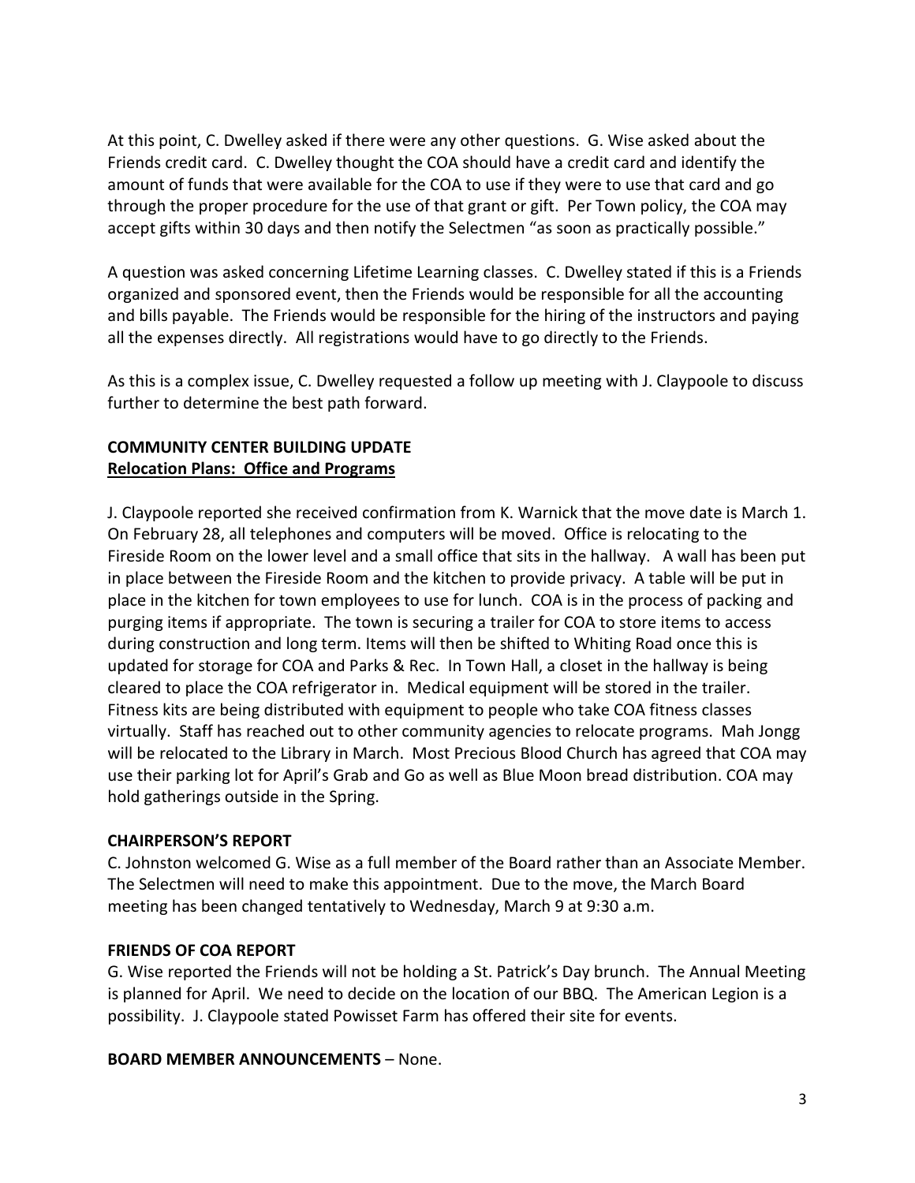At this point, C. Dwelley asked if there were any other questions. G. Wise asked about the Friends credit card. C. Dwelley thought the COA should have a credit card and identify the amount of funds that were available for the COA to use if they were to use that card and go through the proper procedure for the use of that grant or gift. Per Town policy, the COA may accept gifts within 30 days and then notify the Selectmen "as soon as practically possible."

A question was asked concerning Lifetime Learning classes. C. Dwelley stated if this is a Friends organized and sponsored event, then the Friends would be responsible for all the accounting and bills payable. The Friends would be responsible for the hiring of the instructors and paying all the expenses directly. All registrations would have to go directly to the Friends.

As this is a complex issue, C. Dwelley requested a follow up meeting with J. Claypoole to discuss further to determine the best path forward.

**COMMUNITY CENTER BUILDING UPDATE**
**<u>Relocation Plans: Office and Programs</u>**

J. Claypoole reported she received confirmation from K. Warnick that the move date is March 1. On February 28, all telephones and computers will be moved. Office is relocating to the Fireside Room on the lower level and a small office that sits in the hallway. A wall has been put in place between the Fireside Room and the kitchen to provide privacy. A table will be put in place in the kitchen for town employees to use for lunch. COA is in the process of packing and purging items if appropriate. The town is securing a trailer for COA to store items to access during construction and long term. Items will then be shifted to Whiting Road once this is updated for storage for COA and Parks & Rec. In Town Hall, a closet in the hallway is being cleared to place the COA refrigerator in. Medical equipment will be stored in the trailer. Fitness kits are being distributed with equipment to people who take COA fitness classes virtually. Staff has reached out to other community agencies to relocate programs. Mah Jongg will be relocated to the Library in March. Most Precious Blood Church has agreed that COA may use their parking lot for April's Grab and Go as well as Blue Moon bread distribution. COA may hold gatherings outside in the Spring.

**CHAIRPERSON'S REPORT**

C. Johnston welcomed G. Wise as a full member of the Board rather than an Associate Member. The Selectmen will need to make this appointment. Due to the move, the March Board meeting has been changed tentatively to Wednesday, March 9 at 9:30 a.m.

**FRIENDS OF COA REPORT**

G. Wise reported the Friends will not be holding a St. Patrick's Day brunch. The Annual Meeting is planned for April. We need to decide on the location of our BBQ. The American Legion is a possibility. J. Claypoole stated Powisset Farm has offered their site for events.

**BOARD MEMBER ANNOUNCEMENTS** – None.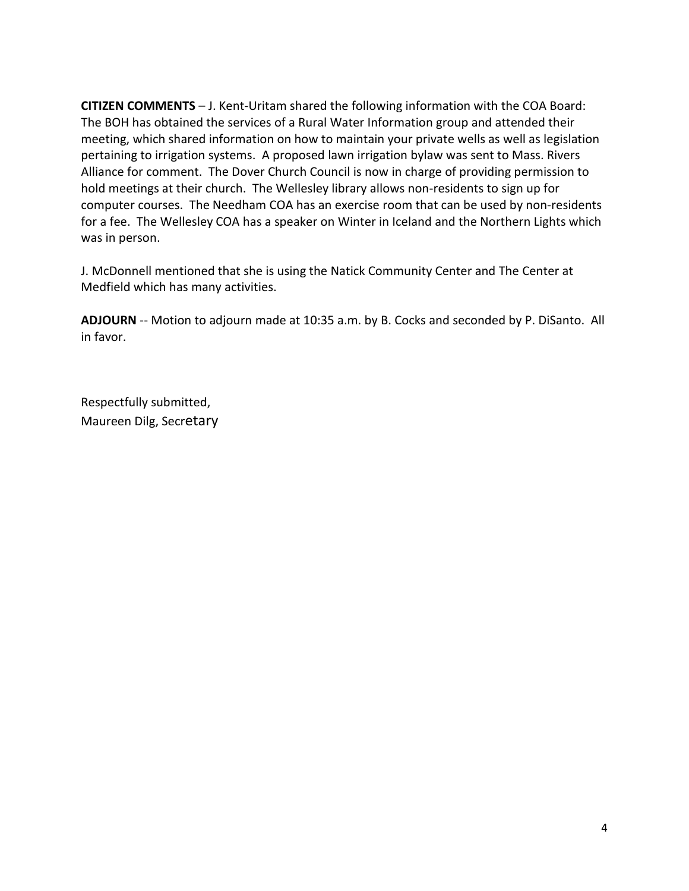**CITIZEN COMMENTS** – J. Kent-Uritam shared the following information with the COA Board: The BOH has obtained the services of a Rural Water Information group and attended their meeting, which shared information on how to maintain your private wells as well as legislation pertaining to irrigation systems. A proposed lawn irrigation bylaw was sent to Mass. Rivers Alliance for comment. The Dover Church Council is now in charge of providing permission to hold meetings at their church. The Wellesley library allows non-residents to sign up for computer courses. The Needham COA has an exercise room that can be used by non-residents for a fee. The Wellesley COA has a speaker on Winter in Iceland and the Northern Lights which was in person.

J. McDonnell mentioned that she is using the Natick Community Center and The Center at Medfield which has many activities.

**ADJOURN** -- Motion to adjourn made at 10:35 a.m. by B. Cocks and seconded by P. DiSanto. All in favor.

Respectfully submitted,
Maureen Dilg, Secretary